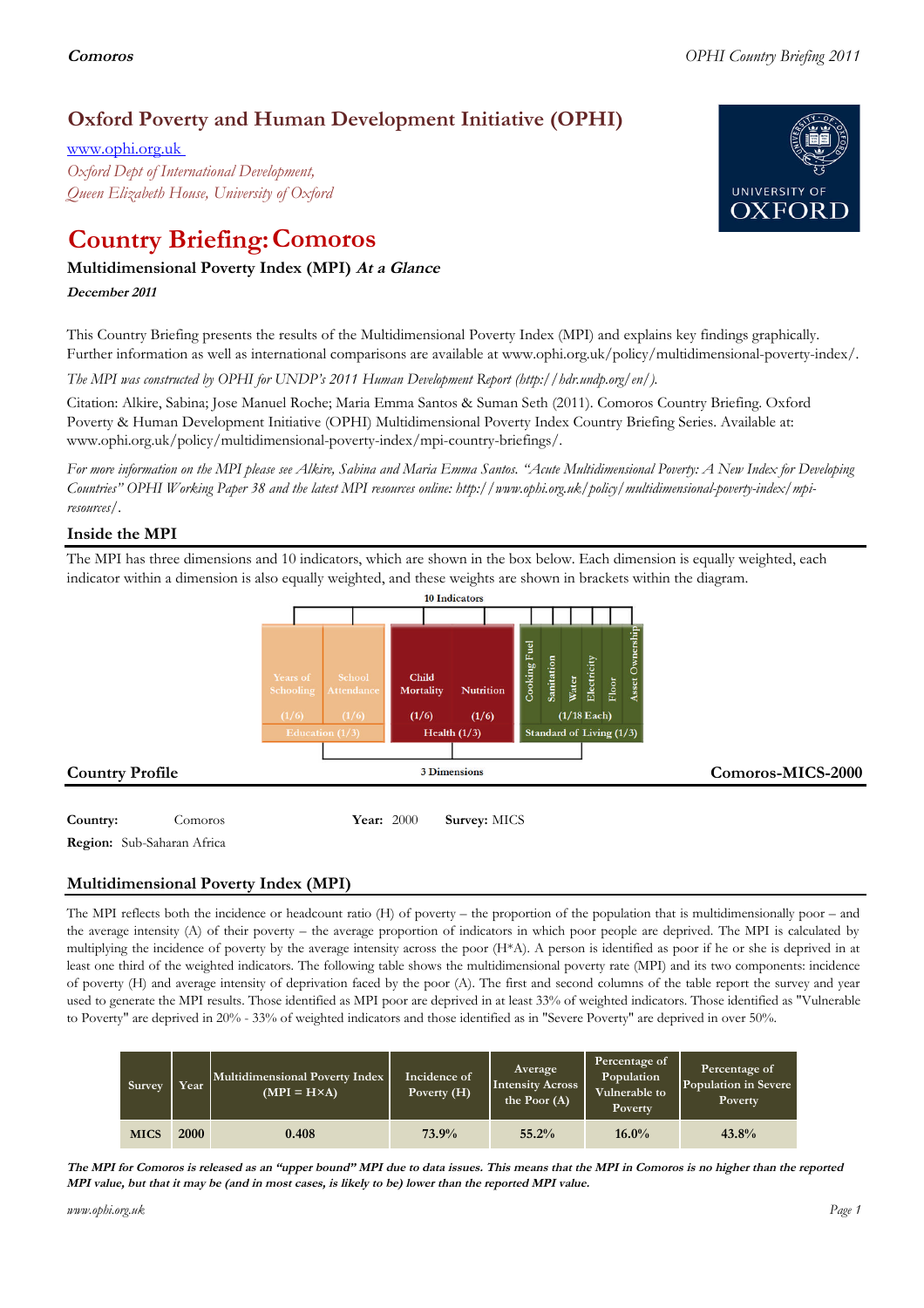# Oxford Poverty and Human Development Initiative (OPHI)

www.ophi.org.uk

*Oxford Dept of International Development, Queen Elizabeth House, University of Oxford*

# Country Briefing: Comoros

## Multidimensional Poverty Index (MPI) *At a Glance*

***December 2011***

This Country Briefing presents the results of the Multidimensional Poverty Index (MPI) and explains key findings graphically. Further information as well as international comparisons are available at www.ophi.org.uk/policy/multidimensional-poverty-index/.

*The MPI was constructed by OPHI for UNDP's 2011 Human Development Report (http://hdr.undp.org/en/).*

Citation: Alkire, Sabina; Jose Manuel Roche; Maria Emma Santos & Suman Seth (2011). Comoros Country Briefing. Oxford Poverty & Human Development Initiative (OPHI) Multidimensional Poverty Index Country Briefing Series. Available at: www.ophi.org.uk/policy/multidimensional-poverty-index/mpi-country-briefings/.

*For more information on the MPI please see Alkire, Sabina and Maria Emma Santos. "Acute Multidimensional Poverty: A New Index for Developing Countries" OPHI Working Paper 38 and the latest MPI resources online: http://www.ophi.org.uk/policy/multidimensional-poverty-index/mpi-resources/.*

## Inside the MPI

The MPI has three dimensions and 10 indicators, which are shown in the box below. Each dimension is equally weighted, each indicator within a dimension is also equally weighted, and these weights are shown in brackets within the diagram.

10 Indicators

| Education (1/3) | | Health (1/3) | | Standard of Living (1/3) | | | | | |
|---|---|---|---|---|---|---|---|---|---|
| Years of Schooling (1/6) | School Attendance (1/6) | Child Mortality (1/6) | Nutrition (1/6) | Cooking Fuel | Sanitation | Water | Electricity | Floor | Asset Ownership |
| | | | | (1/18 Each) | | | | | |

3 Dimensions

## Country Profile

**Comoros-MICS-2000**

**Country:** Comoros **Year:** 2000 **Survey:** MICS

**Region:** Sub-Saharan Africa

## Multidimensional Poverty Index (MPI)

The MPI reflects both the incidence or headcount ratio (H) of poverty – the proportion of the population that is multidimensionally poor – and the average intensity (A) of their poverty – the average proportion of indicators in which poor people are deprived. The MPI is calculated by multiplying the incidence of poverty by the average intensity across the poor (H*A). A person is identified as poor if he or she is deprived in at least one third of the weighted indicators. The following table shows the multidimensional poverty rate (MPI) and its two components: incidence of poverty (H) and average intensity of deprivation faced by the poor (A). The first and second columns of the table report the survey and year used to generate the MPI results. Those identified as MPI poor are deprived in at least 33% of weighted indicators. Those identified as "Vulnerable to Poverty" are deprived in 20% - 33% of weighted indicators and those identified as in "Severe Poverty" are deprived in over 50%.

| Survey | Year | Multidimensional Poverty Index (MPI = H×A) | Incidence of Poverty (H) | Average Intensity Across the Poor (A) | Percentage of Population Vulnerable to Poverty | Percentage of Population in Severe Poverty |
|---|---|---|---|---|---|---|
| MICS | 2000 | 0.408 | 73.9% | 55.2% | 16.0% | 43.8% |

***The MPI for Comoros is released as an "upper bound" MPI due to data issues. This means that the MPI in Comoros is no higher than the reported MPI value, but that it may be (and in most cases, is likely to be) lower than the reported MPI value.***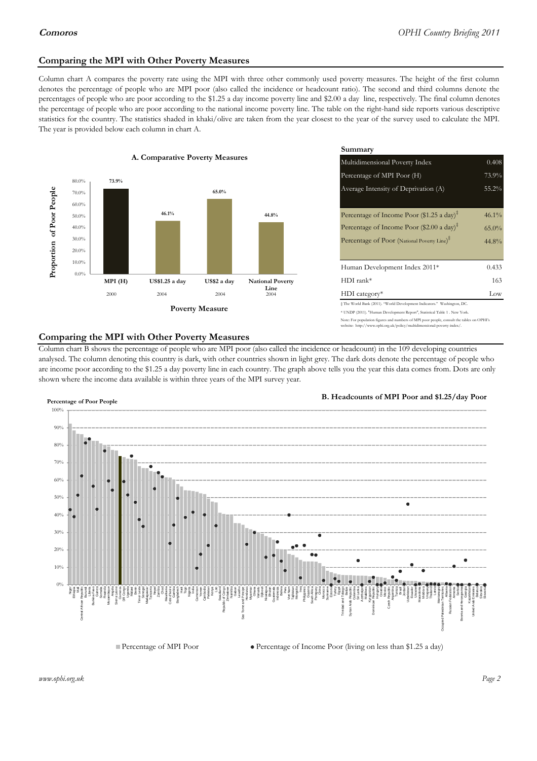## Comparing the MPI with Other Poverty Measures

Column chart A compares the poverty rate using the MPI with three other commonly used poverty measures. The height of the first column denotes the percentage of people who are MPI poor (also called the incidence or headcount ratio). The second and third columns denote the percentages of people who are poor according to the $1.25 a day income poverty line and $2.00 a day line, respectively. The final column denotes the percentage of people who are poor according to the national income poverty line. The table on the right-hand side reports various descriptive statistics for the country. The statistics shaded in khaki/olive are taken from the year closest to the year of the survey used to calculate the MPI. The year is provided below each column in chart A.

**A. Comparative Poverty Measures**

| Poverty Measure | Proportion of Poor People | Year |
|---|---|---|
| MPI (H) | 73.9% | 2000 |
| US$1.25 a day | 46.1% | 2004 |
| US$2 a day | 65.0% | 2004 |
| National Poverty Line | 44.8% | 2004 |

**Summary**

| | |
|---|---|
| Multidimensional Poverty Index | 0.408 |
| Percentage of MPI Poor (H) | 73.9% |
| Average Intensity of Deprivation (A) | 55.2% |
| Percentage of Income Poor ($1.25 a day)[‡] | 46.1% |
| Percentage of Income Poor ($2.00 a day)[‡] | 65.0% |
| Percentage of Poor (National Poverty Line)[‡] | 44.8% |
| Human Development Index 2011* | 0.433 |
| HDI rank* | 163 |
| HDI category* | Low |

‡ The World Bank (2011). "World Development Indicators." Washington, DC.

* UNDP (2011). "Human Development Report", Statistical Table 1 . New York.

Note: For population figures and numbers of MPI poor people, consult the tables on OPHI's website: http://www.ophi.org.uk/policy/multidimensional-poverty-index/.

## Comparing the MPI with Other Poverty Measures

Column chart B shows the percentage of people who are MPI poor (also called the incidence or headcount) in the 109 developing countries analysed. The column denoting this country is dark, with other countries shown in light grey. The dark dots denote the percentage of people who are income poor according to the $1.25 a day poverty line in each country. The graph above tells you the year this data comes from. Dots are only shown where the income data available is within three years of the MPI survey year.

**B. Headcounts of MPI Poor and $1.25/day Poor**

Percentage of Poor People

■ Percentage of MPI Poor ● Percentage of Income Poor (living on less than $1.25 a day)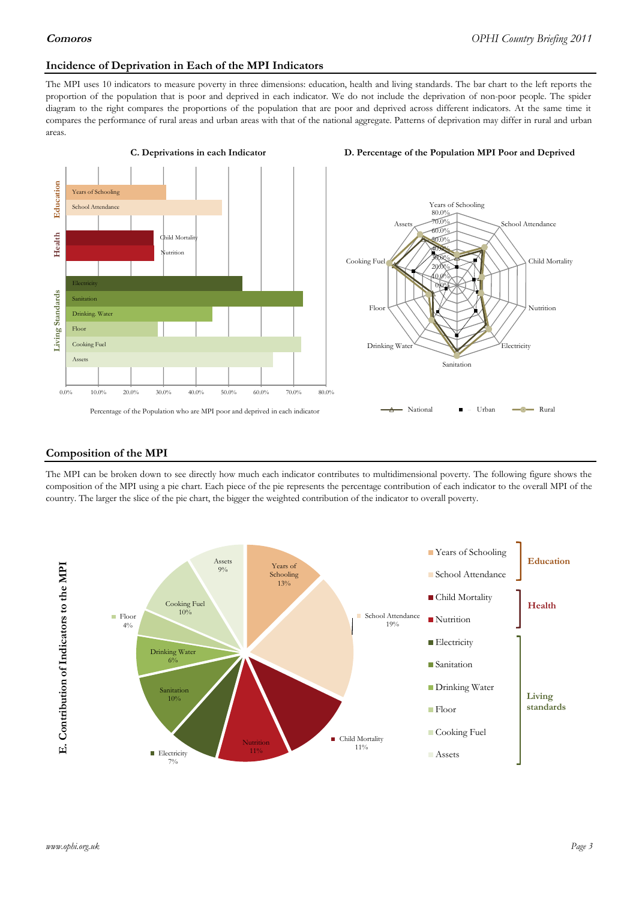## Incidence of Deprivation in Each of the MPI Indicators

The MPI uses 10 indicators to measure poverty in three dimensions: education, health and living standards. The bar chart to the left reports the proportion of the population that is poor and deprived in each indicator. We do not include the deprivation of non-poor people. The spider diagram to the right compares the proportions of the population that are poor and deprived across different indicators. At the same time it compares the performance of rural areas and urban areas with that of the national aggregate. Patterns of deprivation may differ in rural and urban areas.

**C. Deprivations in each Indicator**

Percentage of the Population who are MPI poor and deprived in each indicator

**D. Percentage of the Population MPI Poor and Deprived**

## Composition of the MPI

The MPI can be broken down to see directly how much each indicator contributes to multidimensional poverty. The following figure shows the composition of the MPI using a pie chart. Each piece of the pie represents the percentage contribution of each indicator to the overall MPI of the country. The larger the slice of the pie chart, the bigger the weighted contribution of the indicator to overall poverty.

**E. Contribution of Indicators to the MPI**

| Dimension | Indicator | Contribution |
|---|---|---|
| Education | Years of Schooling | 13% |
| Education | School Attendance | 19% |
| Health | Child Mortality | 11% |
| Health | Nutrition | 11% |
| Living standards | Electricity | 7% |
| Living standards | Sanitation | 10% |
| Living standards | Drinking Water | 6% |
| Living standards | Floor | 4% |
| Living standards | Cooking Fuel | 10% |
| Living standards | Assets | 9% |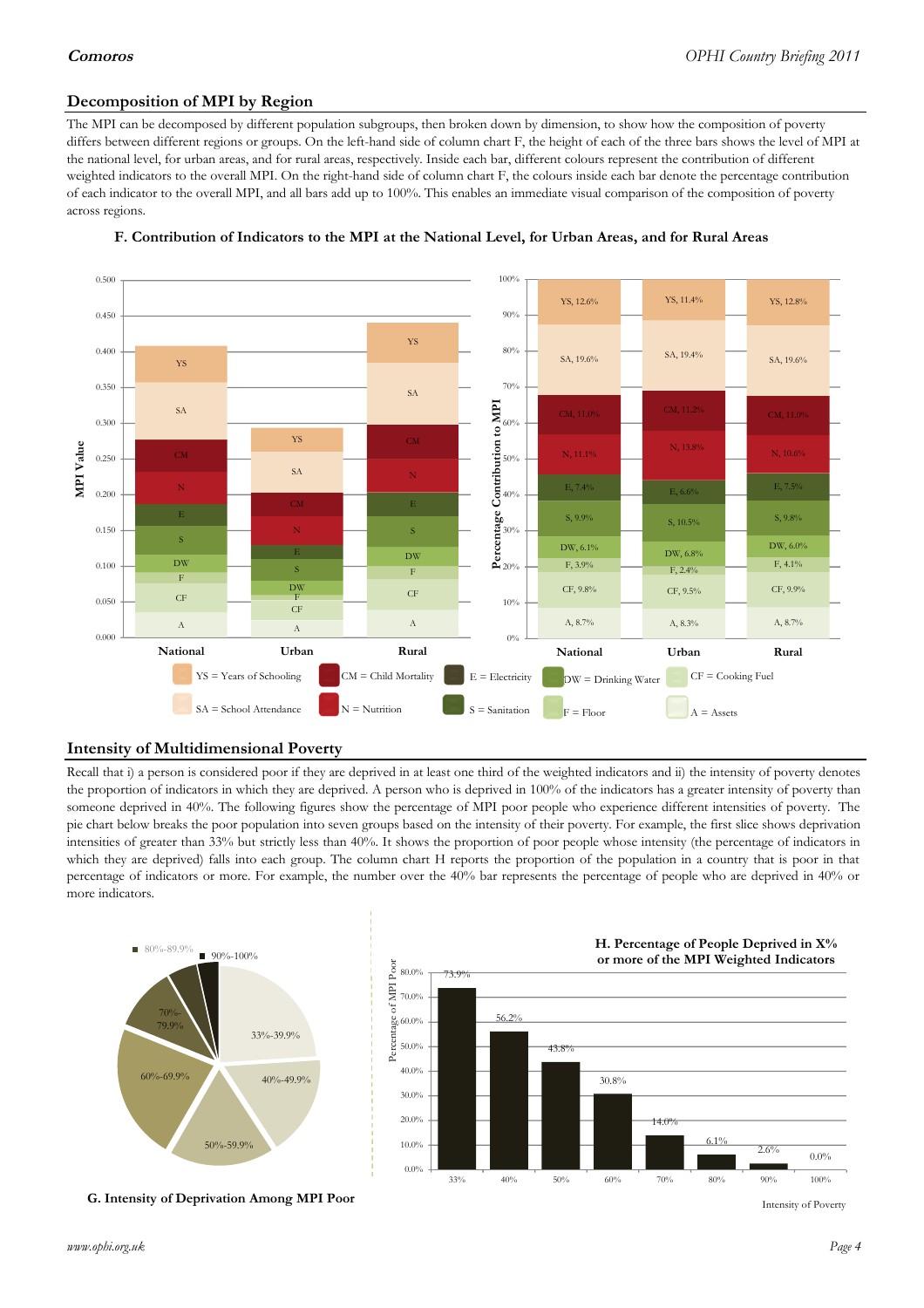## Decomposition of MPI by Region

The MPI can be decomposed by different population subgroups, then broken down by dimension, to show how the composition of poverty differs between different regions or groups. On the left-hand side of column chart F, the height of each of the three bars shows the level of MPI at the national level, for urban areas, and for rural areas, respectively. Inside each bar, different colours represent the contribution of different weighted indicators to the overall MPI. On the right-hand side of column chart F, the colours inside each bar denote the percentage contribution of each indicator to the overall MPI, and all bars add up to 100%. This enables an immediate visual comparison of the composition of poverty across regions.

**F. Contribution of Indicators to the MPI at the National Level, for Urban Areas, and for Rural Areas**

MPI Value

0.500
0.450
0.400
0.350
0.300
0.250
0.200
0.150
0.100
0.050
0.000

National
Urban
Rural

YS
SA
CM
N
E
S
DW
F
CF
A

Percentage Contribution to MPI

100%
90%
80%
70%
60%
50%
40%
30%
20%
10%
0%

National: YS, 12.6%; SA, 19.6%; CM, 11.0%; N, 11.1%; E, 7.4%; S, 9.9%; DW, 6.1%; F, 3.9%; CF, 9.8%; A, 8.7%

Urban: YS, 11.4%; SA, 19.4%; CM, 11.2%; N, 13.8%; E, 6.6%; S, 10.5%; DW, 6.8%; F, 2.4%; CF, 9.5%; A, 8.3%

Rural: YS, 12.8%; SA, 19.6%; CM, 11.0%; N, 10.6%; E, 7.5%; S, 9.8%; DW, 6.0%; F, 4.1%; CF, 9.9%; A, 8.7%

YS = Years of Schooling
CM = Child Mortality
E = Electricity
DW = Drinking Water
CF = Cooking Fuel
SA = School Attendance
N = Nutrition
S = Sanitation
F = Floor
A = Assets

## Intensity of Multidimensional Poverty

Recall that i) a person is considered poor if they are deprived in at least one third of the weighted indicators and ii) the intensity of poverty denotes the proportion of indicators in which they are deprived. A person who is deprived in 100% of the indicators has a greater intensity of poverty than someone deprived in 40%. The following figures show the percentage of MPI poor people who experience different intensities of poverty. The pie chart below breaks the poor population into seven groups based on the intensity of their poverty. For example, the first slice shows deprivation intensities of greater than 33% but strictly less than 40%. It shows the proportion of poor people whose intensity (the percentage of indicators in which they are deprived) falls into each group. The column chart H reports the proportion of the population in a country that is poor in that percentage of indicators or more. For example, the number over the 40% bar represents the percentage of people who are deprived in 40% or more indicators.

80%-89.9%
90%-100%
70%-79.9%
33%-39.9%
60%-69.9%
40%-49.9%
50%-59.9%

**G. Intensity of Deprivation Among MPI Poor**

**H. Percentage of People Deprived in X% or more of the MPI Weighted Indicators**

Percentage of MPI Poor

80.0%
70.0%
60.0%
50.0%
40.0%
30.0%
20.0%
10.0%
0.0%

33%: 73.9%
40%: 56.2%
50%: 43.8%
60%: 30.8%
70%: 14.0%
80%: 6.1%
90%: 2.6%
100%: 0.0%

Intensity of Poverty